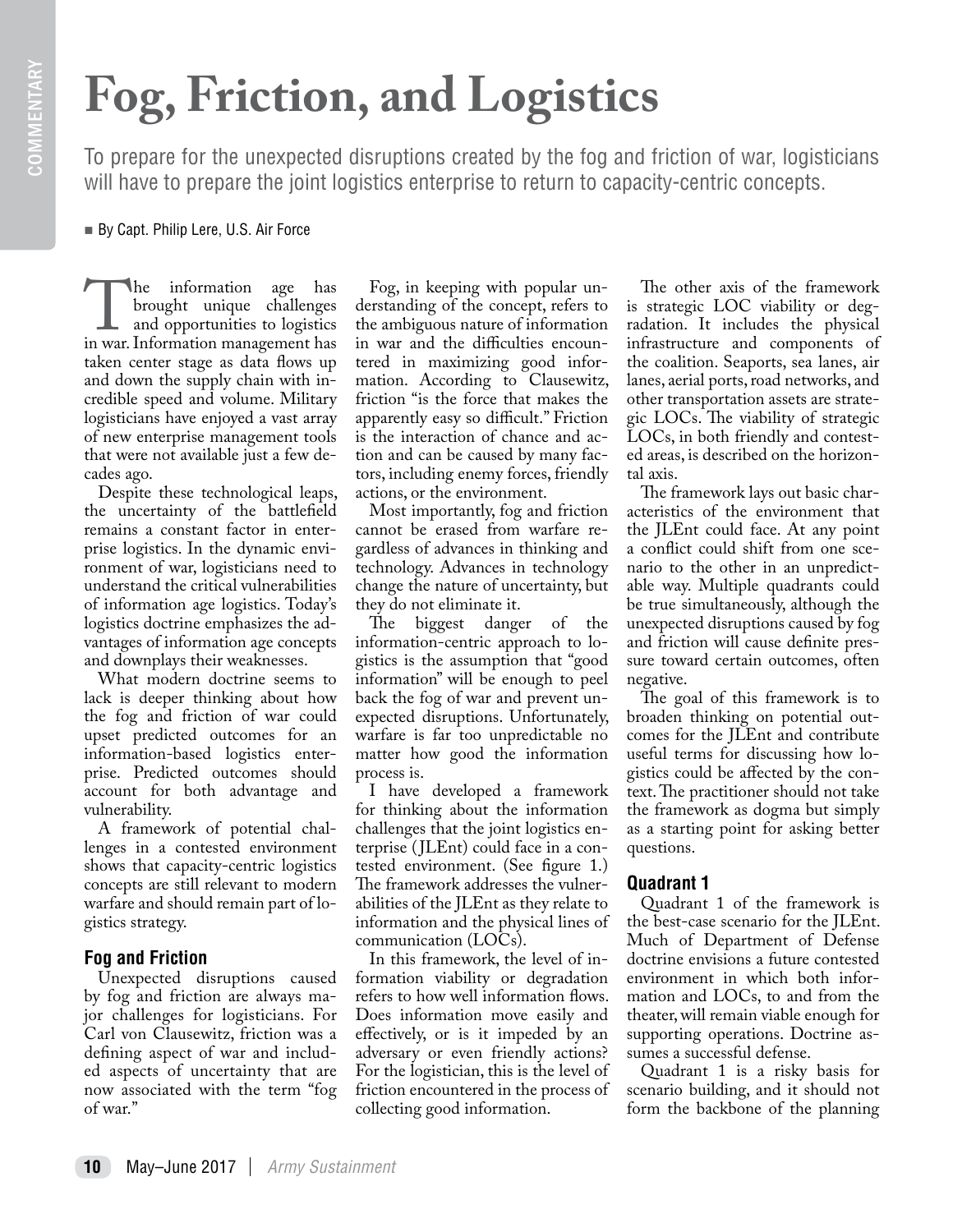# Fog, Friction, and Logistics

To prepare for the unexpected disruptions created by the fog and friction of war, logisticians will have to prepare the joint logistics enterprise to return to capacity-centric concepts.

■ By Capt. Philip Lere, U.S. Air Force

The information age has brought unique challenges and opportunities to logistics in war. Information management has taken center stage as data flows up and down the supply chain with incredible speed and volume. Military logisticians have enjoyed a vast array of new enterprise management tools that were not available just a few decades ago.

Despite these technological leaps, the uncertainty of the battlefield remains a constant factor in enterprise logistics. In the dynamic environment of war, logisticians need to understand the critical vulnerabilities of information age logistics. Today's logistics doctrine emphasizes the advantages of information age concepts and downplays their weaknesses.

What modern doctrine seems to lack is deeper thinking about how the fog and friction of war could upset predicted outcomes for an information-based logistics enterprise. Predicted outcomes should account for both advantage and vulnerability.

A framework of potential challenges in a contested environment shows that capacity-centric logistics concepts are still relevant to modern warfare and should remain part of logistics strategy.

### Fog and Friction

Unexpected disruptions caused by fog and friction are always major challenges for logisticians. For Carl von Clausewitz, friction was a defining aspect of war and included aspects of uncertainty that are now associated with the term "fog of war."

Fog, in keeping with popular understanding of the concept, refers to the ambiguous nature of information in war and the difficulties encountered in maximizing good information. According to Clausewitz, friction "is the force that makes the apparently easy so difficult." Friction is the interaction of chance and action and can be caused by many factors, including enemy forces, friendly actions, or the environment.

Most importantly, fog and friction cannot be erased from warfare regardless of advances in thinking and technology. Advances in technology change the nature of uncertainty, but they do not eliminate it.

The biggest danger of the information-centric approach to logistics is the assumption that "good information" will be enough to peel back the fog of war and prevent unexpected disruptions. Unfortunately, warfare is far too unpredictable no matter how good the information process is.

I have developed a framework for thinking about the information challenges that the joint logistics enterprise (JLEnt) could face in a contested environment. (See figure 1.) The framework addresses the vulnerabilities of the JLEnt as they relate to information and the physical lines of communication (LOCs).

In this framework, the level of information viability or degradation refers to how well information flows. Does information move easily and effectively, or is it impeded by an adversary or even friendly actions? For the logistician, this is the level of friction encountered in the process of collecting good information.

The other axis of the framework is strategic LOC viability or degradation. It includes the physical infrastructure and components of the coalition. Seaports, sea lanes, air lanes, aerial ports, road networks, and other transportation assets are strategic LOCs. The viability of strategic LOCs, in both friendly and contested areas, is described on the horizontal axis.

The framework lays out basic characteristics of the environment that the JLEnt could face. At any point a conflict could shift from one scenario to the other in an unpredictable way. Multiple quadrants could be true simultaneously, although the unexpected disruptions caused by fog and friction will cause definite pressure toward certain outcomes, often negative.

The goal of this framework is to broaden thinking on potential outcomes for the JLEnt and contribute useful terms for discussing how logistics could be affected by the context. The practitioner should not take the framework as dogma but simply as a starting point for asking better questions.

### Quadrant 1

Quadrant 1 of the framework is the best-case scenario for the JLEnt. Much of Department of Defense doctrine envisions a future contested environment in which both information and LOCs, to and from the theater, will remain viable enough for supporting operations. Doctrine assumes a successful defense.

Quadrant 1 is a risky basis for scenario building, and it should not form the backbone of the planning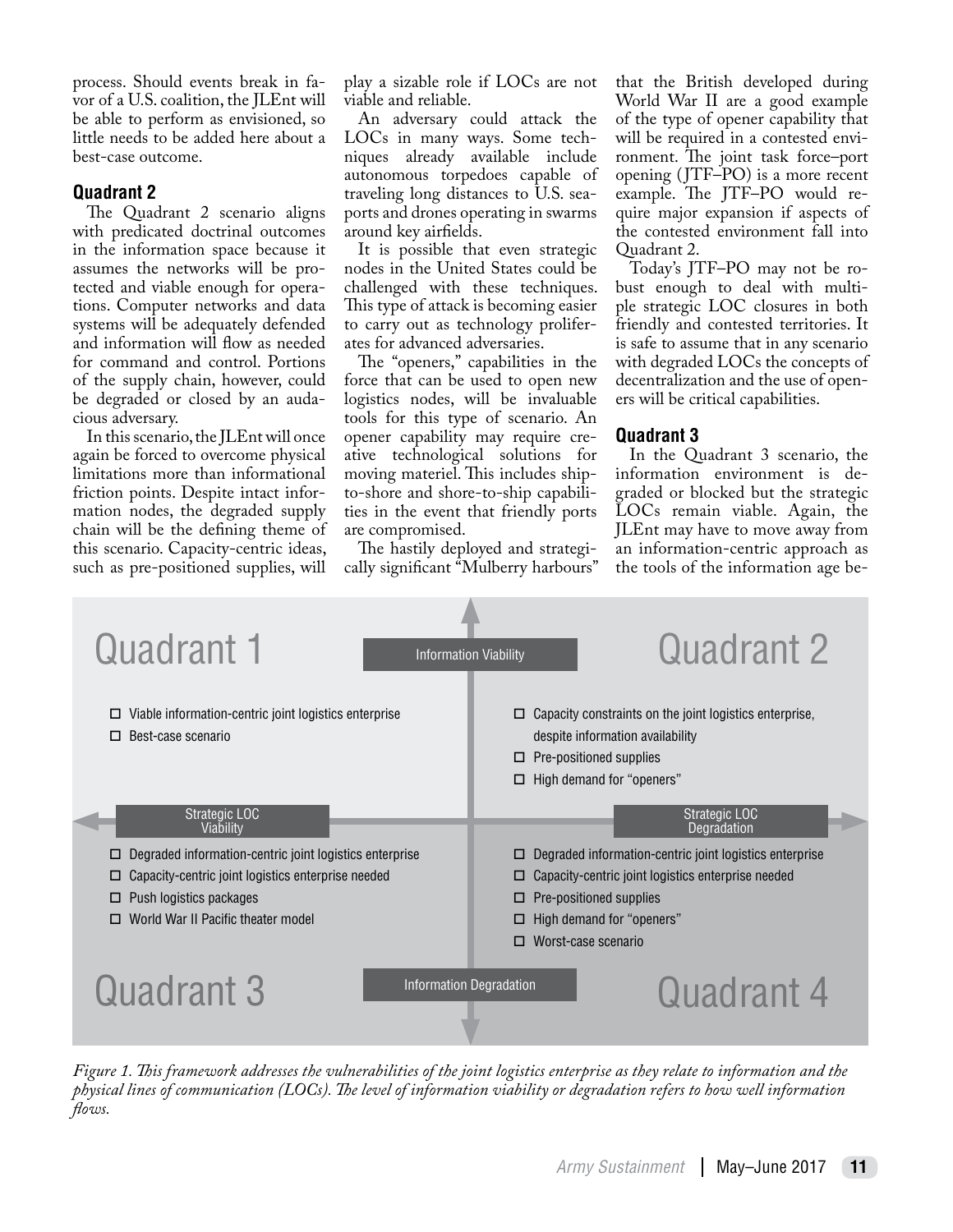process. Should events break in favor of a U.S. coalition, the JLEnt will be able to perform as envisioned, so little needs to be added here about a best-case outcome.

### Quadrant 2

The Quadrant 2 scenario aligns with predicated doctrinal outcomes in the information space because it assumes the networks will be protected and viable enough for operations. Computer networks and data systems will be adequately defended and information will flow as needed for command and control. Portions of the supply chain, however, could be degraded or closed by an audacious adversary.

In this scenario, the JLEnt will once again be forced to overcome physical limitations more than informational friction points. Despite intact information nodes, the degraded supply chain will be the defining theme of this scenario. Capacity-centric ideas, such as pre-positioned supplies, will play a sizable role if LOCs are not viable and reliable.

An adversary could attack the LOCs in many ways. Some techniques already available include autonomous torpedoes capable of traveling long distances to U.S. seaports and drones operating in swarms around key airfields.

It is possible that even strategic nodes in the United States could be challenged with these techniques. This type of attack is becoming easier to carry out as technology proliferates for advanced adversaries.

The "openers," capabilities in the force that can be used to open new logistics nodes, will be invaluable tools for this type of scenario. An opener capability may require creative technological solutions for moving materiel. This includes ship-to-shore and shore-to-ship capabilities in the event that friendly ports are compromised.

The hastily deployed and strategically significant "Mulberry harbours" that the British developed during World War II are a good example of the type of opener capability that will be required in a contested environment. The joint task force–port opening (JTF–PO) is a more recent example. The JTF–PO would require major expansion if aspects of the contested environment fall into Quadrant 2.

Today's JTF–PO may not be robust enough to deal with multiple strategic LOC closures in both friendly and contested territories. It is safe to assume that in any scenario with degraded LOCs the concepts of decentralization and the use of openers will be critical capabilities.

### Quadrant 3

In the Quadrant 3 scenario, the information environment is degraded or blocked but the strategic LOCs remain viable. Again, the JLEnt may have to move away from an information-centric approach as the tools of the information age be-

| | Strategic LOC Viability | Strategic LOC Degradation |
|---|---|---|
| **Information Viability** | **Quadrant 1**<br>☐ Viable information-centric joint logistics enterprise<br>☐ Best-case scenario | **Quadrant 2**<br>☐ Capacity constraints on the joint logistics enterprise, despite information availability<br>☐ Pre-positioned supplies<br>☐ High demand for "openers" |
| **Information Degradation** | **Quadrant 3**<br>☐ Degraded information-centric joint logistics enterprise<br>☐ Capacity-centric joint logistics enterprise needed<br>☐ Push logistics packages<br>☐ World War II Pacific theater model | **Quadrant 4**<br>☐ Degraded information-centric joint logistics enterprise<br>☐ Capacity-centric joint logistics enterprise needed<br>☐ Pre-positioned supplies<br>☐ High demand for "openers"<br>☐ Worst-case scenario |

*Figure 1. This framework addresses the vulnerabilities of the joint logistics enterprise as they relate to information and the physical lines of communication (LOCs). The level of information viability or degradation refers to how well information flows.*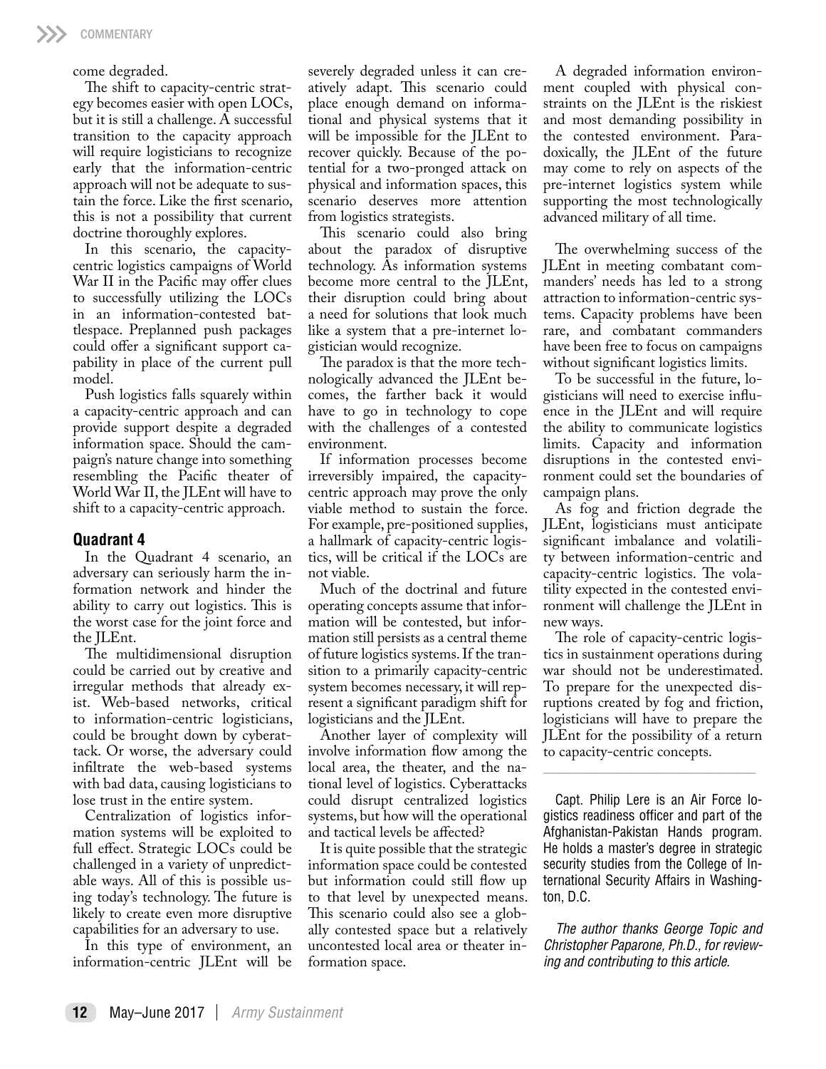come degraded.

The shift to capacity-centric strategy becomes easier with open LOCs, but it is still a challenge. A successful transition to the capacity approach will require logisticians to recognize early that the information-centric approach will not be adequate to sustain the force. Like the first scenario, this is not a possibility that current doctrine thoroughly explores.

In this scenario, the capacity-centric logistics campaigns of World War II in the Pacific may offer clues to successfully utilizing the LOCs in an information-contested battlespace. Preplanned push packages could offer a significant support capability in place of the current pull model.

Push logistics falls squarely within a capacity-centric approach and can provide support despite a degraded information space. Should the campaign's nature change into something resembling the Pacific theater of World War II, the JLEnt will have to shift to a capacity-centric approach.

### Quadrant 4

In the Quadrant 4 scenario, an adversary can seriously harm the information network and hinder the ability to carry out logistics. This is the worst case for the joint force and the JLEnt.

The multidimensional disruption could be carried out by creative and irregular methods that already exist. Web-based networks, critical to information-centric logisticians, could be brought down by cyberattack. Or worse, the adversary could infiltrate the web-based systems with bad data, causing logisticians to lose trust in the entire system.

Centralization of logistics information systems will be exploited to full effect. Strategic LOCs could be challenged in a variety of unpredictable ways. All of this is possible using today's technology. The future is likely to create even more disruptive capabilities for an adversary to use.

In this type of environment, an information-centric JLEnt will be severely degraded unless it can creatively adapt. This scenario could place enough demand on informational and physical systems that it will be impossible for the JLEnt to recover quickly. Because of the potential for a two-pronged attack on physical and information spaces, this scenario deserves more attention from logistics strategists.

This scenario could also bring about the paradox of disruptive technology. As information systems become more central to the JLEnt, their disruption could bring about a need for solutions that look much like a system that a pre-internet logistician would recognize.

The paradox is that the more technologically advanced the JLEnt becomes, the farther back it would have to go in technology to cope with the challenges of a contested environment.

If information processes become irreversibly impaired, the capacity-centric approach may prove the only viable method to sustain the force. For example, pre-positioned supplies, a hallmark of capacity-centric logistics, will be critical if the LOCs are not viable.

Much of the doctrinal and future operating concepts assume that information will be contested, but information still persists as a central theme of future logistics systems. If the transition to a primarily capacity-centric system becomes necessary, it will represent a significant paradigm shift for logisticians and the JLEnt.

Another layer of complexity will involve information flow among the local area, the theater, and the national level of logistics. Cyberattacks could disrupt centralized logistics systems, but how will the operational and tactical levels be affected?

It is quite possible that the strategic information space could be contested but information could still flow up to that level by unexpected means. This scenario could also see a globally contested space but a relatively uncontested local area or theater information space.

A degraded information environment coupled with physical constraints on the JLEnt is the riskiest and most demanding possibility in the contested environment. Paradoxically, the JLEnt of the future may come to rely on aspects of the pre-internet logistics system while supporting the most technologically advanced military of all time.

The overwhelming success of the JLEnt in meeting combatant commanders' needs has led to a strong attraction to information-centric systems. Capacity problems have been rare, and combatant commanders have been free to focus on campaigns without significant logistics limits.

To be successful in the future, logisticians will need to exercise influence in the JLEnt and will require the ability to communicate logistics limits. Capacity and information disruptions in the contested environment could set the boundaries of campaign plans.

As fog and friction degrade the JLEnt, logisticians must anticipate significant imbalance and volatility between information-centric and capacity-centric logistics. The volatility expected in the contested environment will challenge the JLEnt in new ways.

The role of capacity-centric logistics in sustainment operations during war should not be underestimated. To prepare for the unexpected disruptions created by fog and friction, logisticians will have to prepare the JLEnt for the possibility of a return to capacity-centric concepts.

---

Capt. Philip Lere is an Air Force logistics readiness officer and part of the Afghanistan-Pakistan Hands program. He holds a master's degree in strategic security studies from the College of International Security Affairs in Washington, D.C.

*The author thanks George Topic and Christopher Paparone, Ph.D., for reviewing and contributing to this article.*